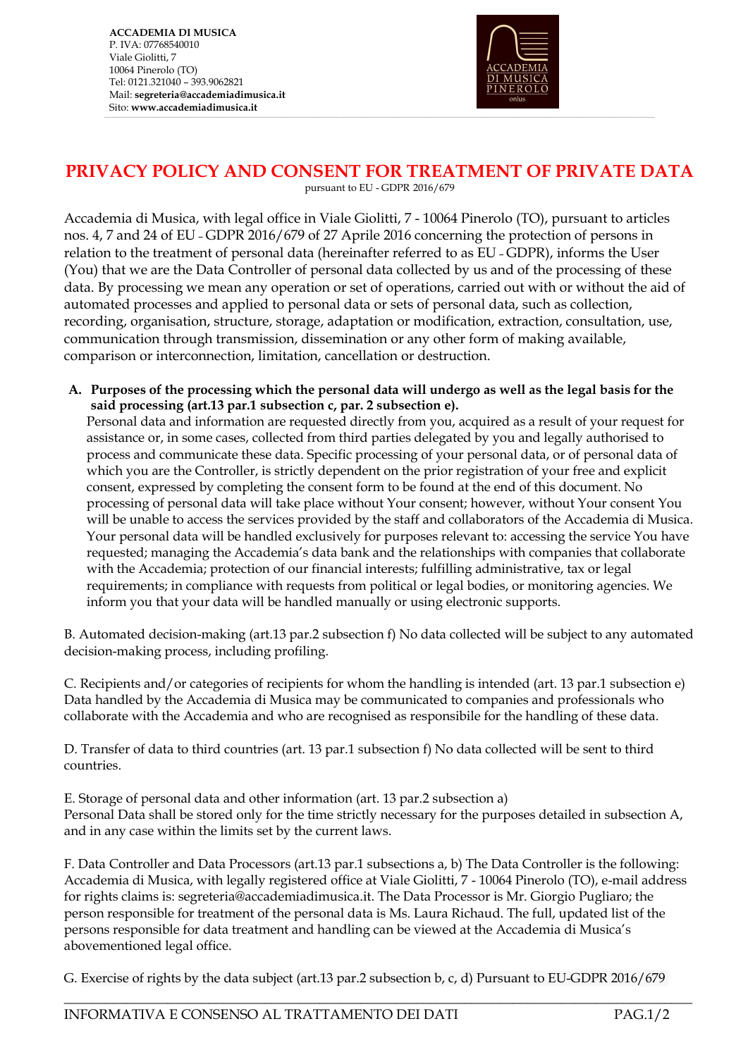**ACCADEMIA DI MUSICA**
P. IVA: 07768540010
Viale Giolitti, 7
10064 Pinerolo (TO)
Tel: 0121.321040 – 393.9062821
Mail: **segreteria@accademiadimusica.it**
Sito: **www.accademiadimusica.it**

# PRIVACY POLICY AND CONSENT FOR TREATMENT OF PRIVATE DATA

pursuant to EU - GDPR 2016/679

Accademia di Musica, with legal office in Viale Giolitti, 7 - 10064 Pinerolo (TO), pursuant to articles nos. 4, 7 and 24 of EU - GDPR 2016/679 of 27 Aprile 2016 concerning the protection of persons in relation to the treatment of personal data (hereinafter referred to as EU - GDPR), informs the User (You) that we are the Data Controller of personal data collected by us and of the processing of these data. By processing we mean any operation or set of operations, carried out with or without the aid of automated processes and applied to personal data or sets of personal data, such as collection, recording, organisation, structure, storage, adaptation or modification, extraction, consultation, use, communication through transmission, dissemination or any other form of making available, comparison or interconnection, limitation, cancellation or destruction.

**A. Purposes of the processing which the personal data will undergo as well as the legal basis for the said processing (art.13 par.1 subsection c, par. 2 subsection e).**

Personal data and information are requested directly from you, acquired as a result of your request for assistance or, in some cases, collected from third parties delegated by you and legally authorised to process and communicate these data. Specific processing of your personal data, or of personal data of which you are the Controller, is strictly dependent on the prior registration of your free and explicit consent, expressed by completing the consent form to be found at the end of this document. No processing of personal data will take place without Your consent; however, without Your consent You will be unable to access the services provided by the staff and collaborators of the Accademia di Musica. Your personal data will be handled exclusively for purposes relevant to: accessing the service You have requested; managing the Accademia's data bank and the relationships with companies that collaborate with the Accademia; protection of our financial interests; fulfilling administrative, tax or legal requirements; in compliance with requests from political or legal bodies, or monitoring agencies. We inform you that your data will be handled manually or using electronic supports.

B. Automated decision-making (art.13 par.2 subsection f) No data collected will be subject to any automated decision-making process, including profiling.

C. Recipients and/or categories of recipients for whom the handling is intended (art. 13 par.1 subsection e) Data handled by the Accademia di Musica may be communicated to companies and professionals who collaborate with the Accademia and who are recognised as responsibile for the handling of these data.

D. Transfer of data to third countries (art. 13 par.1 subsection f) No data collected will be sent to third countries.

E. Storage of personal data and other information (art. 13 par.2 subsection a)
Personal Data shall be stored only for the time strictly necessary for the purposes detailed in subsection A, and in any case within the limits set by the current laws.

F. Data Controller and Data Processors (art.13 par.1 subsections a, b) The Data Controller is the following: Accademia di Musica, with legally registered office at Viale Giolitti, 7 - 10064 Pinerolo (TO), e-mail address for rights claims is: segreteria@accademiadimusica.it. The Data Processor is Mr. Giorgio Pugliaro; the person responsible for treatment of the personal data is Ms. Laura Richaud. The full, updated list of the persons responsible for data treatment and handling can be viewed at the Accademia di Musica's abovementioned legal office.

G. Exercise of rights by the data subject (art.13 par.2 subsection b, c, d) Pursuant to EU-GDPR 2016/679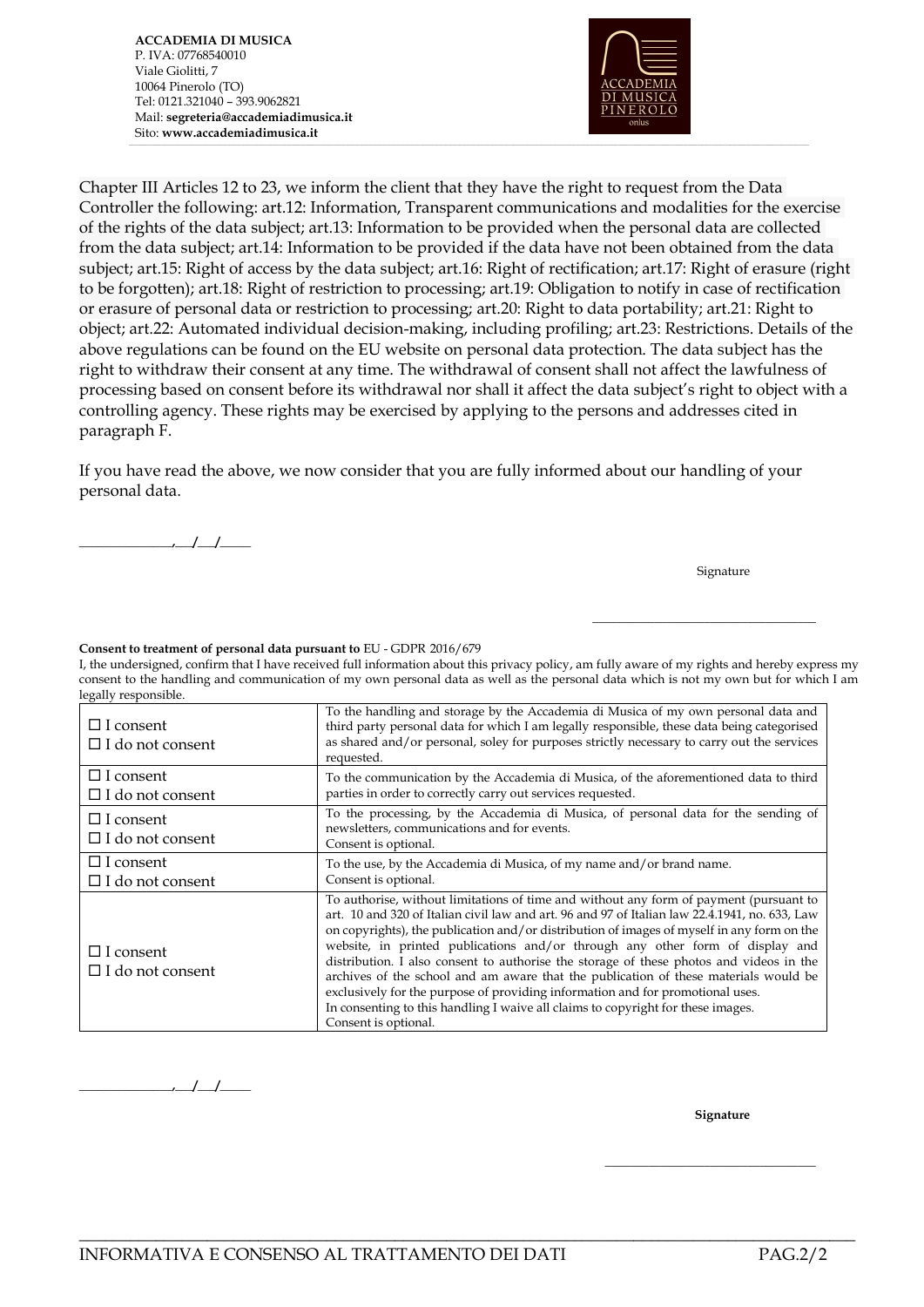**ACCADEMIA DI MUSICA**
P. IVA: 07768540010
Viale Giolitti, 7
10064 Pinerolo (TO)
Tel: 0121.321040 – 393.9062821
Mail: **segreteria@accademiadimusica.it**
Sito: **www.accademiadimusica.it**

Chapter III Articles 12 to 23, we inform the client that they have the right to request from the Data Controller the following: art.12: Information, Transparent communications and modalities for the exercise of the rights of the data subject; art.13: Information to be provided when the personal data are collected from the data subject; art.14: Information to be provided if the data have not been obtained from the data subject; art.15: Right of access by the data subject; art.16: Right of rectification; art.17: Right of erasure (right to be forgotten); art.18: Right of restriction to processing; art.19: Obligation to notify in case of rectification or erasure of personal data or restriction to processing; art.20: Right to data portability; art.21: Right to object; art.22: Automated individual decision-making, including profiling; art.23: Restrictions. Details of the above regulations can be found on the EU website on personal data protection. The data subject has the right to withdraw their consent at any time. The withdrawal of consent shall not affect the lawfulness of processing based on consent before its withdrawal nor shall it affect the data subject's right to object with a controlling agency. These rights may be exercised by applying to the persons and addresses cited in paragraph F.

If you have read the above, we now consider that you are fully informed about our handling of your personal data.

_____________, __/__/____

Signature

________________________________

**Consent to treatment of personal data pursuant to** EU - GDPR 2016/679

I, the undersigned, confirm that I have received full information about this privacy policy, am fully aware of my rights and hereby express my consent to the handling and communication of my own personal data as well as the personal data which is not my own but for which I am legally responsible.

| | |
|---|---|
| ☐ I consent<br>☐ I do not consent | To the handling and storage by the Accademia di Musica of my own personal data and third party personal data for which I am legally responsible, these data being categorised as shared and/or personal, soley for purposes strictly necessary to carry out the services requested. |
| ☐ I consent<br>☐ I do not consent | To the communication by the Accademia di Musica, of the aforementioned data to third parties in order to correctly carry out services requested. |
| ☐ I consent<br>☐ I do not consent | To the processing, by the Accademia di Musica, of personal data for the sending of newsletters, communications and for events.<br>Consent is optional. |
| ☐ I consent<br>☐ I do not consent | To the use, by the Accademia di Musica, of my name and/or brand name.<br>Consent is optional. |
| ☐ I consent<br>☐ I do not consent | To authorise, without limitations of time and without any form of payment (pursuant to art. 10 and 320 of Italian civil law and art. 96 and 97 of Italian law 22.4.1941, no. 633, Law on copyrights), the publication and/or distribution of images of myself in any form on the website, in printed publications and/or through any other form of display and distribution. I also consent to authorise the storage of these photos and videos in the archives of the school and am aware that the publication of these materials would be exclusively for the purpose of providing information and for promotional uses.<br>In consenting to this handling I waive all claims to copyright for these images.<br>Consent is optional. |

_____________, __/__/____

**Signature**

________________________________

INFORMATIVA E CONSENSO AL TRATTAMENTO DEI DATI